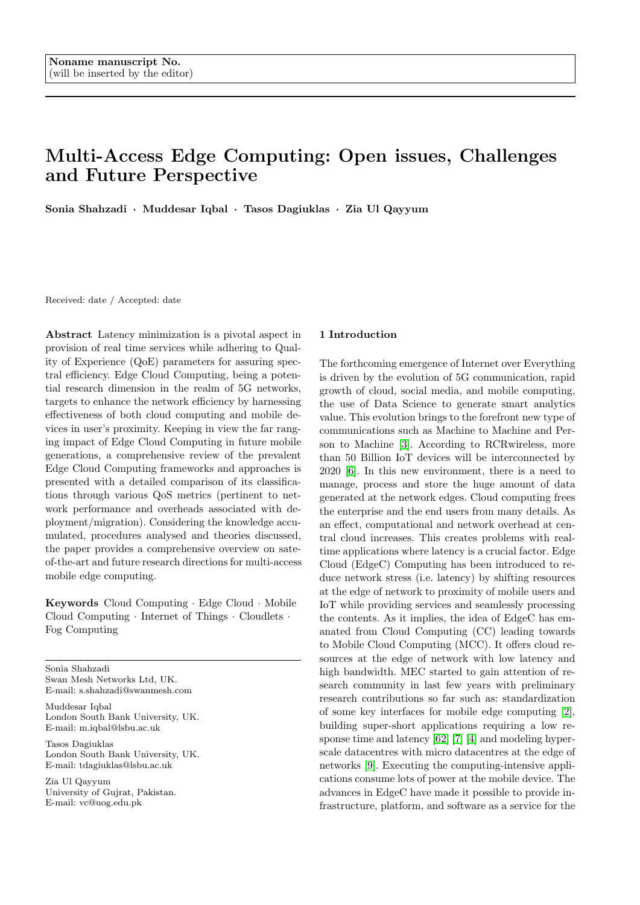Noname manuscript No.
(will be inserted by the editor)

# Multi-Access Edge Computing: Open issues, Challenges and Future Perspective

**Sonia Shahzadi · Muddesar Iqbal · Tasos Dagiuklas · Zia Ul Qayyum**

Received: date / Accepted: date

**Abstract** Latency minimization is a pivotal aspect in provision of real time services while adhering to Quality of Experience (QoE) parameters for assuring spectral efficiency. Edge Cloud Computing, being a potential research dimension in the realm of 5G networks, targets to enhance the network efficiency by harnessing effectiveness of both cloud computing and mobile devices in user's proximity. Keeping in view the far ranging impact of Edge Cloud Computing in future mobile generations, a comprehensive review of the prevalent Edge Cloud Computing frameworks and approaches is presented with a detailed comparison of its classifications through various QoS metrics (pertinent to network performance and overheads associated with deployment/migration). Considering the knowledge accumulated, procedures analysed and theories discussed, the paper provides a comprehensive overview on sate-of-the-art and future research directions for multi-access mobile edge computing.

**Keywords** Cloud Computing · Edge Cloud · Mobile Cloud Computing · Internet of Things · Cloudlets · Fog Computing

Sonia Shahzadi
Swan Mesh Networks Ltd, UK.
E-mail: s.shahzadi@swanmesh.com

Muddesar Iqbal
London South Bank University, UK.
E-mail: m.iqbal@lsbu.ac.uk

Tasos Dagiuklas
London South Bank University, UK.
E-mail: tdagiuklas@lsbu.ac.uk

Zia Ul Qayyum
University of Gujrat, Pakistan.
E-mail: vc@uog.edu.pk

## 1 Introduction

The forthcoming emergence of Internet over Everything is driven by the evolution of 5G communication, rapid growth of cloud, social media, and mobile computing, the use of Data Science to generate smart analytics value. This evolution brings to the forefront new type of communications such as Machine to Machine and Person to Machine [3]. According to RCRwireless, more than 50 Billion IoT devices will be interconnected by 2020 [6]. In this new environment, there is a need to manage, process and store the huge amount of data generated at the network edges. Cloud computing frees the enterprise and the end users from many details. As an effect, computational and network overhead at central cloud increases. This creates problems with real-time applications where latency is a crucial factor. Edge Cloud (EdgeC) Computing has been introduced to reduce network stress (i.e. latency) by shifting resources at the edge of network to proximity of mobile users and IoT while providing services and seamlessly processing the contents. As it implies, the idea of EdgeC has emanated from Cloud Computing (CC) leading towards to Mobile Cloud Computing (MCC). It offers cloud resources at the edge of network with low latency and high bandwidth. MEC started to gain attention of research community in last few years with preliminary research contributions so far such as: standardization of some key interfaces for mobile edge computing [2], building super-short applications requiring a low response time and latency [62] [7] [4] and modeling hyperscale datacentres with micro datacentres at the edge of networks [9]. Executing the computing-intensive applications consume lots of power at the mobile device. The advances in EdgeC have made it possible to provide infrastructure, platform, and software as a service for the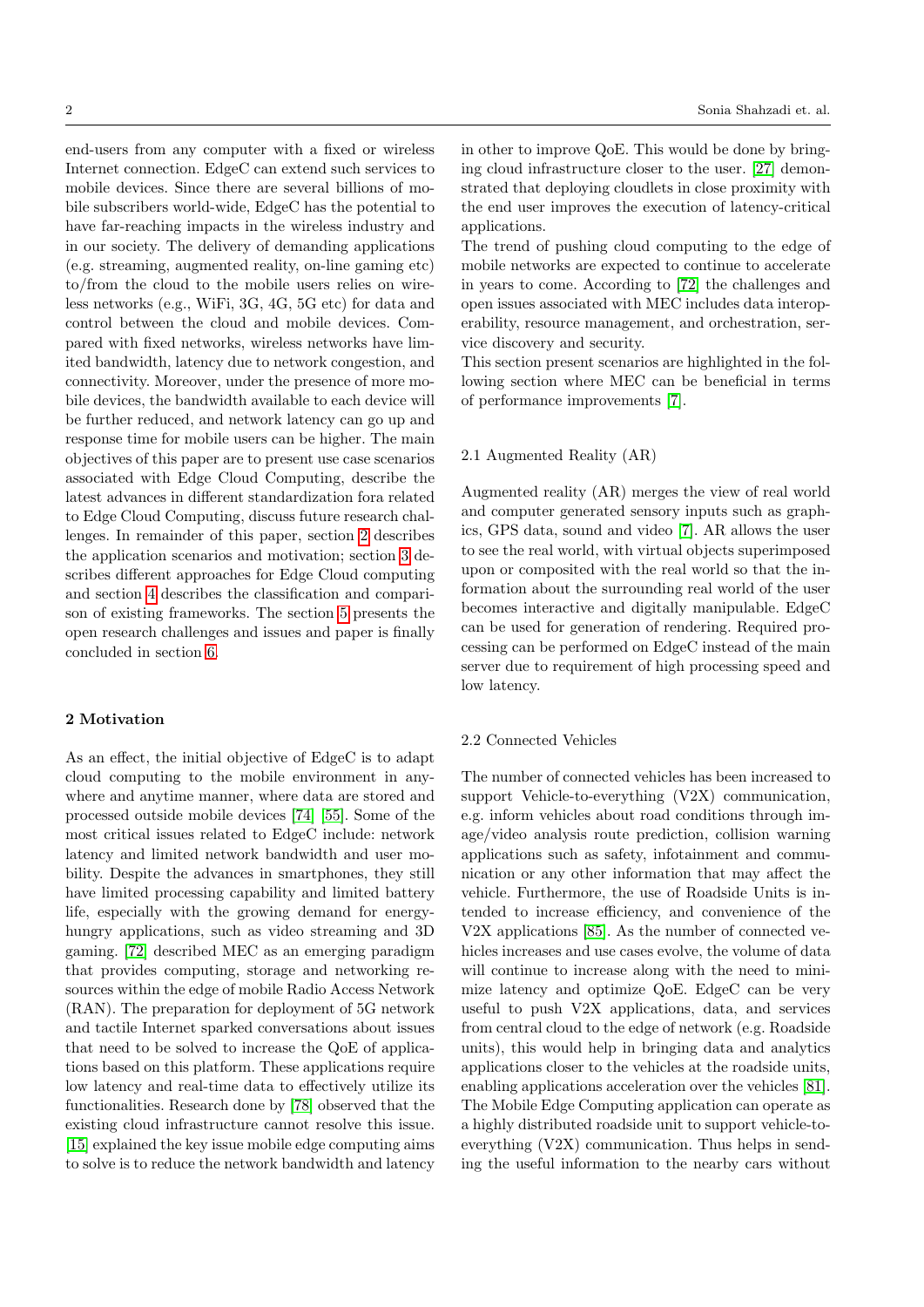end-users from any computer with a fixed or wireless Internet connection. EdgeC can extend such services to mobile devices. Since there are several billions of mobile subscribers world-wide, EdgeC has the potential to have far-reaching impacts in the wireless industry and in our society. The delivery of demanding applications (e.g. streaming, augmented reality, on-line gaming etc) to/from the cloud to the mobile users relies on wireless networks (e.g., WiFi, 3G, 4G, 5G etc) for data and control between the cloud and mobile devices. Compared with fixed networks, wireless networks have limited bandwidth, latency due to network congestion, and connectivity. Moreover, under the presence of more mobile devices, the bandwidth available to each device will be further reduced, and network latency can go up and response time for mobile users can be higher. The main objectives of this paper are to present use case scenarios associated with Edge Cloud Computing, describe the latest advances in different standardization fora related to Edge Cloud Computing, discuss future research challenges. In remainder of this paper, section 2 describes the application scenarios and motivation; section 3 describes different approaches for Edge Cloud computing and section 4 describes the classification and comparison of existing frameworks. The section 5 presents the open research challenges and issues and paper is finally concluded in section 6.

## 2 Motivation

As an effect, the initial objective of EdgeC is to adapt cloud computing to the mobile environment in anywhere and anytime manner, where data are stored and processed outside mobile devices [74] [55]. Some of the most critical issues related to EdgeC include: network latency and limited network bandwidth and user mobility. Despite the advances in smartphones, they still have limited processing capability and limited battery life, especially with the growing demand for energy-hungry applications, such as video streaming and 3D gaming. [72] described MEC as an emerging paradigm that provides computing, storage and networking resources within the edge of mobile Radio Access Network (RAN). The preparation for deployment of 5G network and tactile Internet sparked conversations about issues that need to be solved to increase the QoE of applications based on this platform. These applications require low latency and real-time data to effectively utilize its functionalities. Research done by [78] observed that the existing cloud infrastructure cannot resolve this issue. [15] explained the key issue mobile edge computing aims to solve is to reduce the network bandwidth and latency in other to improve QoE. This would be done by bringing cloud infrastructure closer to the user. [27] demonstrated that deploying cloudlets in close proximity with the end user improves the execution of latency-critical applications.
The trend of pushing cloud computing to the edge of mobile networks are expected to continue to accelerate in years to come. According to [72] the challenges and open issues associated with MEC includes data interoperability, resource management, and orchestration, service discovery and security.
This section present scenarios are highlighted in the following section where MEC can be beneficial in terms of performance improvements [7].

### 2.1 Augmented Reality (AR)

Augmented reality (AR) merges the view of real world and computer generated sensory inputs such as graphics, GPS data, sound and video [7]. AR allows the user to see the real world, with virtual objects superimposed upon or composited with the real world so that the information about the surrounding real world of the user becomes interactive and digitally manipulable. EdgeC can be used for generation of rendering. Required processing can be performed on EdgeC instead of the main server due to requirement of high processing speed and low latency.

### 2.2 Connected Vehicles

The number of connected vehicles has been increased to support Vehicle-to-everything (V2X) communication, e.g. inform vehicles about road conditions through image/video analysis route prediction, collision warning applications such as safety, infotainment and communication or any other information that may affect the vehicle. Furthermore, the use of Roadside Units is intended to increase efficiency, and convenience of the V2X applications [85]. As the number of connected vehicles increases and use cases evolve, the volume of data will continue to increase along with the need to minimize latency and optimize QoE. EdgeC can be very useful to push V2X applications, data, and services from central cloud to the edge of network (e.g. Roadside units), this would help in bringing data and analytics applications closer to the vehicles at the roadside units, enabling applications acceleration over the vehicles [81]. The Mobile Edge Computing application can operate as a highly distributed roadside unit to support vehicle-to-everything (V2X) communication. Thus helps in sending the useful information to the nearby cars without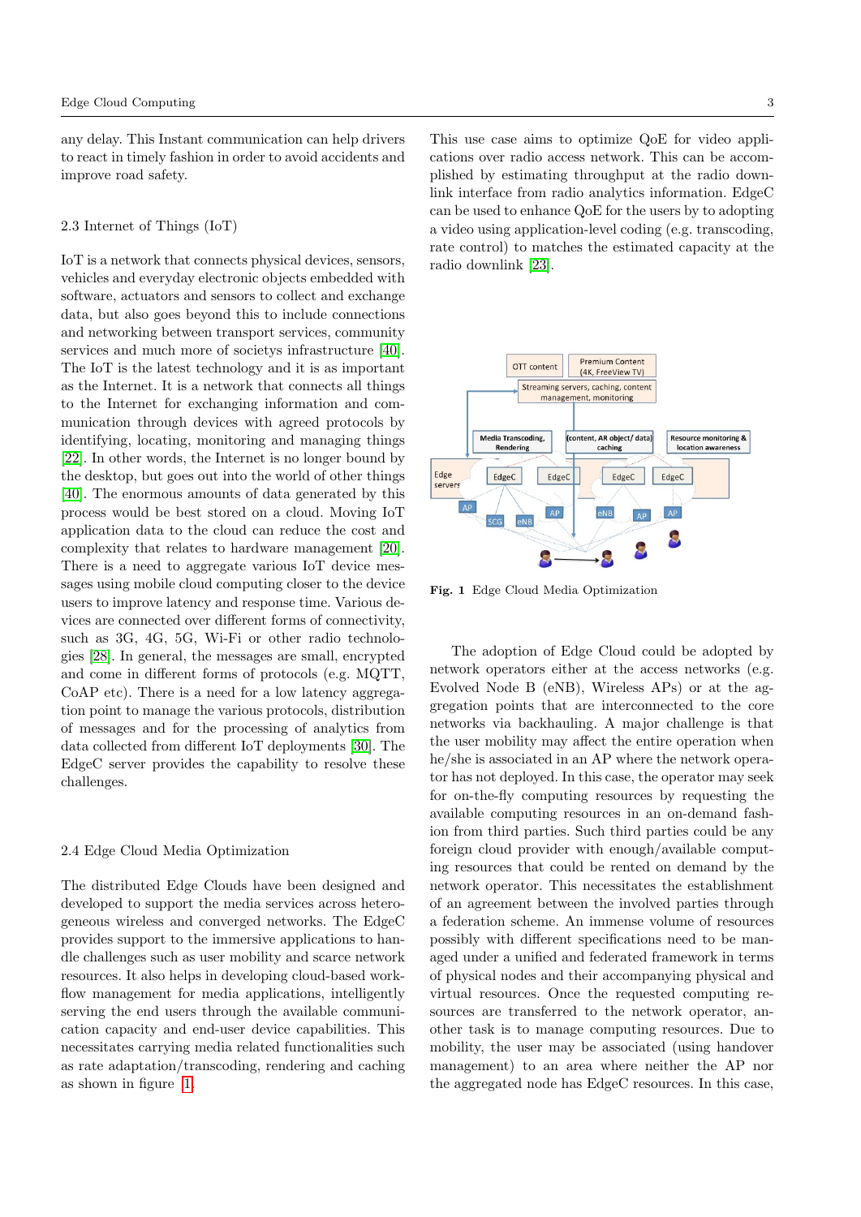any delay. This Instant communication can help drivers to react in timely fashion in order to avoid accidents and improve road safety.

### 2.3 Internet of Things (IoT)

IoT is a network that connects physical devices, sensors, vehicles and everyday electronic objects embedded with software, actuators and sensors to collect and exchange data, but also goes beyond this to include connections and networking between transport services, community services and much more of societys infrastructure [40]. The IoT is the latest technology and it is as important as the Internet. It is a network that connects all things to the Internet for exchanging information and communication through devices with agreed protocols by identifying, locating, monitoring and managing things [22]. In other words, the Internet is no longer bound by the desktop, but goes out into the world of other things [40]. The enormous amounts of data generated by this process would be best stored on a cloud. Moving IoT application data to the cloud can reduce the cost and complexity that relates to hardware management [20]. There is a need to aggregate various IoT device messages using mobile cloud computing closer to the device users to improve latency and response time. Various devices are connected over different forms of connectivity, such as 3G, 4G, 5G, Wi-Fi or other radio technologies [28]. In general, the messages are small, encrypted and come in different forms of protocols (e.g. MQTT, CoAP etc). There is a need for a low latency aggregation point to manage the various protocols, distribution of messages and for the processing of analytics from data collected from different IoT deployments [30]. The EdgeC server provides the capability to resolve these challenges.

### 2.4 Edge Cloud Media Optimization

The distributed Edge Clouds have been designed and developed to support the media services across heterogeneous wireless and converged networks. The EdgeC provides support to the immersive applications to handle challenges such as user mobility and scarce network resources. It also helps in developing cloud-based workflow management for media applications, intelligently serving the end users through the available communication capacity and end-user device capabilities. This necessitates carrying media related functionalities such as rate adaptation/transcoding, rendering and caching as shown in figure 1. This use case aims to optimize QoE for video applications over radio access network. This can be accomplished by estimating throughput at the radio downlink interface from radio analytics information. EdgeC can be used to enhance QoE for the users by to adopting a video using application-level coding (e.g. transcoding, rate control) to matches the estimated capacity at the radio downlink [23].

**Fig. 1** Edge Cloud Media Optimization

The adoption of Edge Cloud could be adopted by network operators either at the access networks (e.g. Evolved Node B (eNB), Wireless APs) or at the aggregation points that are interconnected to the core networks via backhauling. A major challenge is that the user mobility may affect the entire operation when he/she is associated in an AP where the network operator has not deployed. In this case, the operator may seek for on-the-fly computing resources by requesting the available computing resources in an on-demand fashion from third parties. Such third parties could be any foreign cloud provider with enough/available computing resources that could be rented on demand by the network operator. This necessitates the establishment of an agreement between the involved parties through a federation scheme. An immense volume of resources possibly with different specifications need to be managed under a unified and federated framework in terms of physical nodes and their accompanying physical and virtual resources. Once the requested computing resources are transferred to the network operator, another task is to manage computing resources. Due to mobility, the user may be associated (using handover management) to an area where neither the AP nor the aggregated node has EdgeC resources. In this case,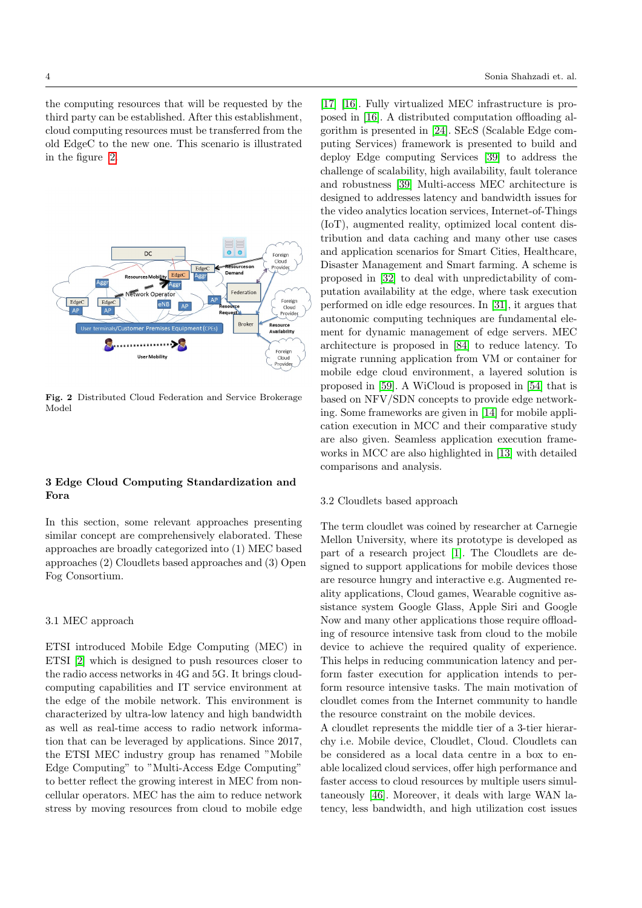the computing resources that will be requested by the third party can be established. After this establishment, cloud computing resources must be transferred from the old EdgeC to the new one. This scenario is illustrated in the figure 2

Fig. 2 Distributed Cloud Federation and Service Brokerage Model

## 3 Edge Cloud Computing Standardization and Fora

In this section, some relevant approaches presenting similar concept are comprehensively elaborated. These approaches are broadly categorized into (1) MEC based approaches (2) Cloudlets based approaches and (3) Open Fog Consortium.

### 3.1 MEC approach

ETSI introduced Mobile Edge Computing (MEC) in ETSI [2] which is designed to push resources closer to the radio access networks in 4G and 5G. It brings cloud-computing capabilities and IT service environment at the edge of the mobile network. This environment is characterized by ultra-low latency and high bandwidth as well as real-time access to radio network information that can be leveraged by applications. Since 2017, the ETSI MEC industry group has renamed "Mobile Edge Computing" to "Multi-Access Edge Computing" to better reflect the growing interest in MEC from non-cellular operators. MEC has the aim to reduce network stress by moving resources from cloud to mobile edge [17] [16]. Fully virtualized MEC infrastructure is proposed in [16]. A distributed computation offloading algorithm is presented in [24]. SEcS (Scalable Edge computing Services) framework is presented to build and deploy Edge computing Services [39] to address the challenge of scalability, high availability, fault tolerance and robustness [39] Multi-access MEC architecture is designed to addresses latency and bandwidth issues for the video analytics location services, Internet-of-Things (IoT), augmented reality, optimized local content distribution and data caching and many other use cases and application scenarios for Smart Cities, Healthcare, Disaster Management and Smart farming. A scheme is proposed in [32] to deal with unpredictability of computation availability at the edge, where task execution performed on idle edge resources. In [31], it argues that autonomic computing techniques are fundamental element for dynamic management of edge servers. MEC architecture is proposed in [84] to reduce latency. To migrate running application from VM or container for mobile edge cloud environment, a layered solution is proposed in [59]. A WiCloud is proposed in [54] that is based on NFV/SDN concepts to provide edge networking. Some frameworks are given in [14] for mobile application execution in MCC and their comparative study are also given. Seamless application execution frameworks in MCC are also highlighted in [13] with detailed comparisons and analysis.

### 3.2 Cloudlets based approach

The term cloudlet was coined by researcher at Carnegie Mellon University, where its prototype is developed as part of a research project [1]. The Cloudlets are designed to support applications for mobile devices those are resource hungry and interactive e.g. Augmented reality applications, Cloud games, Wearable cognitive assistance system Google Glass, Apple Siri and Google Now and many other applications those require offloading of resource intensive task from cloud to the mobile device to achieve the required quality of experience. This helps in reducing communication latency and perform faster execution for application intends to perform resource intensive tasks. The main motivation of cloudlet comes from the Internet community to handle the resource constraint on the mobile devices.
A cloudlet represents the middle tier of a 3-tier hierarchy i.e. Mobile device, Cloudlet, Cloud. Cloudlets can be considered as a local data centre in a box to enable localized cloud services, offer high performance and faster access to cloud resources by multiple users simultaneously [46]. Moreover, it deals with large WAN latency, less bandwidth, and high utilization cost issues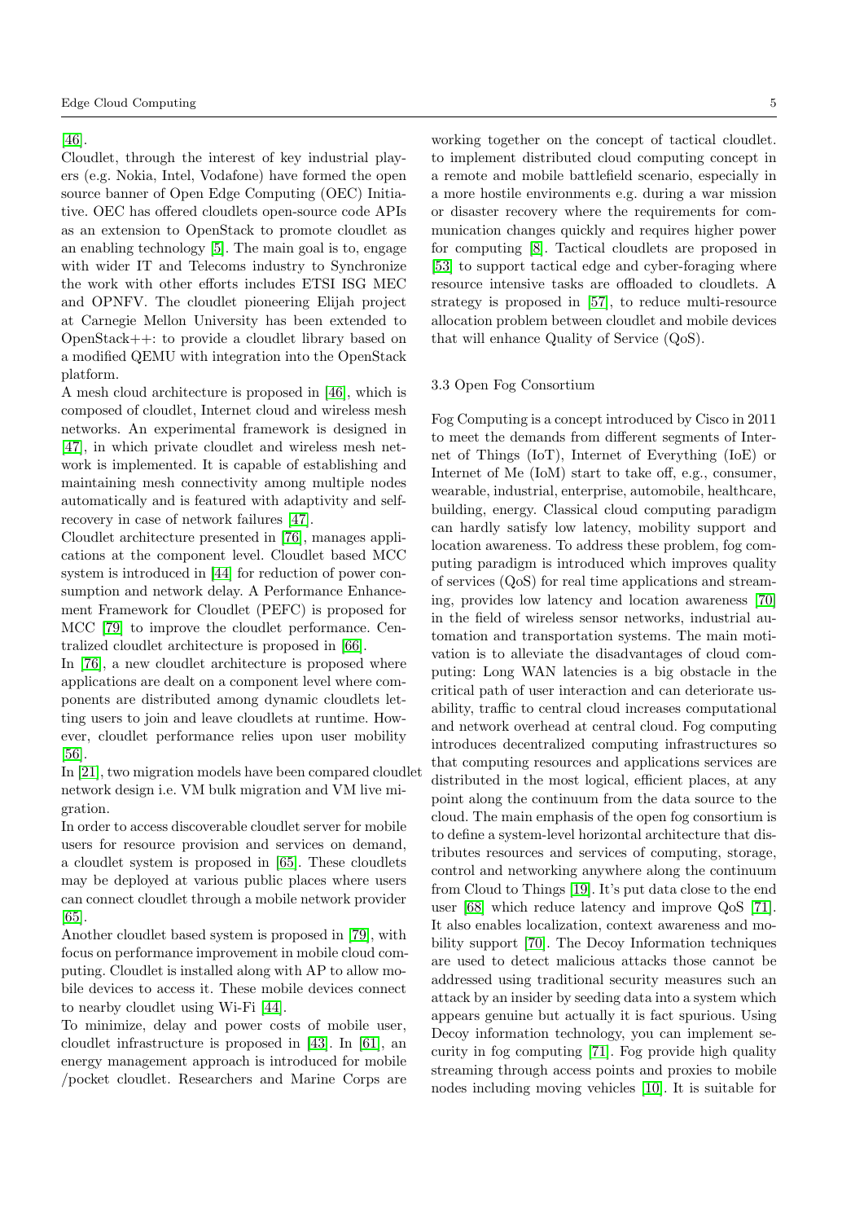[46].

Cloudlet, through the interest of key industrial players (e.g. Nokia, Intel, Vodafone) have formed the open source banner of Open Edge Computing (OEC) Initiative. OEC has offered cloudlets open-source code APIs as an extension to OpenStack to promote cloudlet as an enabling technology [5]. The main goal is to, engage with wider IT and Telecoms industry to Synchronize the work with other efforts includes ETSI ISG MEC and OPNFV. The cloudlet pioneering Elijah project at Carnegie Mellon University has been extended to OpenStack++: to provide a cloudlet library based on a modified QEMU with integration into the OpenStack platform.

A mesh cloud architecture is proposed in [46], which is composed of cloudlet, Internet cloud and wireless mesh networks. An experimental framework is designed in [47], in which private cloudlet and wireless mesh network is implemented. It is capable of establishing and maintaining mesh connectivity among multiple nodes automatically and is featured with adaptivity and self-recovery in case of network failures [47].

Cloudlet architecture presented in [76], manages applications at the component level. Cloudlet based MCC system is introduced in [44] for reduction of power consumption and network delay. A Performance Enhancement Framework for Cloudlet (PEFC) is proposed for MCC [79] to improve the cloudlet performance. Centralized cloudlet architecture is proposed in [66].

In [76], a new cloudlet architecture is proposed where applications are dealt on a component level where components are distributed among dynamic cloudlets letting users to join and leave cloudlets at runtime. However, cloudlet performance relies upon user mobility [56].

In [21], two migration models have been compared cloudlet network design i.e. VM bulk migration and VM live migration.

In order to access discoverable cloudlet server for mobile users for resource provision and services on demand, a cloudlet system is proposed in [65]. These cloudlets may be deployed at various public places where users can connect cloudlet through a mobile network provider [65].

Another cloudlet based system is proposed in [79], with focus on performance improvement in mobile cloud computing. Cloudlet is installed along with AP to allow mobile devices to access it. These mobile devices connect to nearby cloudlet using Wi-Fi [44].

To minimize, delay and power costs of mobile user, cloudlet infrastructure is proposed in [43]. In [61], an energy management approach is introduced for mobile /pocket cloudlet. Researchers and Marine Corps are working together on the concept of tactical cloudlet. to implement distributed cloud computing concept in a remote and mobile battlefield scenario, especially in a more hostile environments e.g. during a war mission or disaster recovery where the requirements for communication changes quickly and requires higher power for computing [8]. Tactical cloudlets are proposed in [53] to support tactical edge and cyber-foraging where resource intensive tasks are offloaded to cloudlets. A strategy is proposed in [57], to reduce multi-resource allocation problem between cloudlet and mobile devices that will enhance Quality of Service (QoS).

### 3.3 Open Fog Consortium

Fog Computing is a concept introduced by Cisco in 2011 to meet the demands from different segments of Internet of Things (IoT), Internet of Everything (IoE) or Internet of Me (IoM) start to take off, e.g., consumer, wearable, industrial, enterprise, automobile, healthcare, building, energy. Classical cloud computing paradigm can hardly satisfy low latency, mobility support and location awareness. To address these problem, fog computing paradigm is introduced which improves quality of services (QoS) for real time applications and streaming, provides low latency and location awareness [70] in the field of wireless sensor networks, industrial automation and transportation systems. The main motivation is to alleviate the disadvantages of cloud computing: Long WAN latencies is a big obstacle in the critical path of user interaction and can deteriorate usability, traffic to central cloud increases computational and network overhead at central cloud. Fog computing introduces decentralized computing infrastructures so that computing resources and applications services are distributed in the most logical, efficient places, at any point along the continuum from the data source to the cloud. The main emphasis of the open fog consortium is to define a system-level horizontal architecture that distributes resources and services of computing, storage, control and networking anywhere along the continuum from Cloud to Things [19]. It's put data close to the end user [68] which reduce latency and improve QoS [71]. It also enables localization, context awareness and mobility support [70]. The Decoy Information techniques are used to detect malicious attacks those cannot be addressed using traditional security measures such an attack by an insider by seeding data into a system which appears genuine but actually it is fact spurious. Using Decoy information technology, you can implement security in fog computing [71]. Fog provide high quality streaming through access points and proxies to mobile nodes including moving vehicles [10]. It is suitable for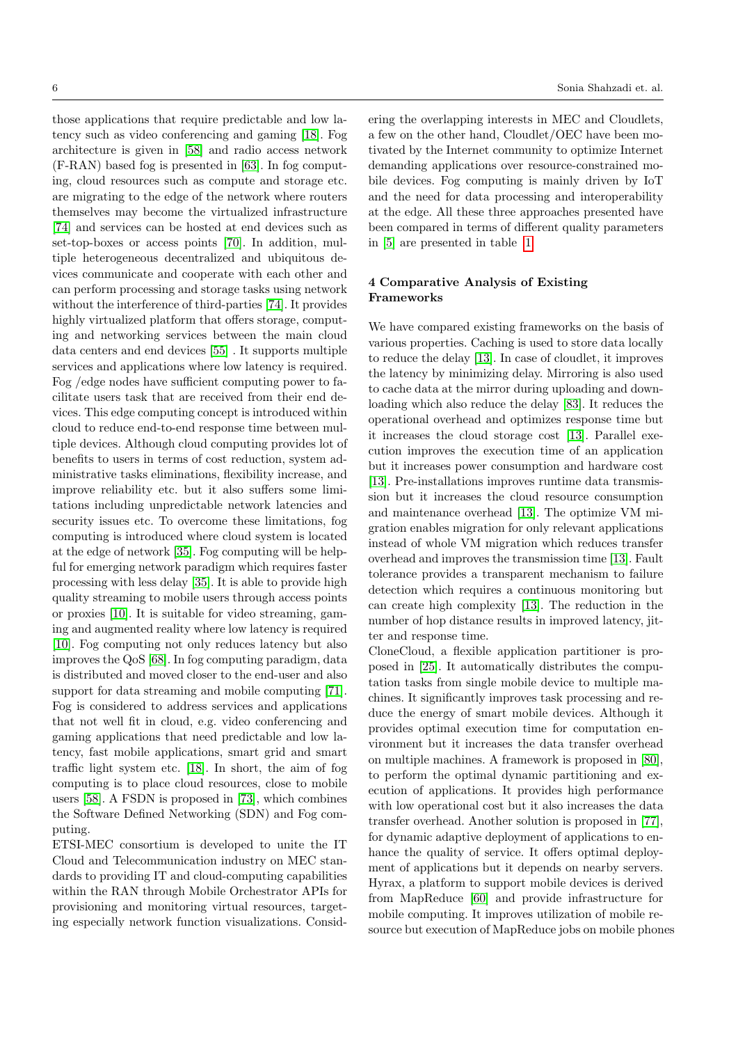those applications that require predictable and low latency such as video conferencing and gaming [18]. Fog architecture is given in [58] and radio access network (F-RAN) based fog is presented in [63]. In fog computing, cloud resources such as compute and storage etc. are migrating to the edge of the network where routers themselves may become the virtualized infrastructure [74] and services can be hosted at end devices such as set-top-boxes or access points [70]. In addition, multiple heterogeneous decentralized and ubiquitous devices communicate and cooperate with each other and can perform processing and storage tasks using network without the interference of third-parties [74]. It provides highly virtualized platform that offers storage, computing and networking services between the main cloud data centers and end devices [55] . It supports multiple services and applications where low latency is required. Fog /edge nodes have sufficient computing power to facilitate users task that are received from their end devices. This edge computing concept is introduced within cloud to reduce end-to-end response time between multiple devices. Although cloud computing provides lot of benefits to users in terms of cost reduction, system administrative tasks eliminations, flexibility increase, and improve reliability etc. but it also suffers some limitations including unpredictable network latencies and security issues etc. To overcome these limitations, fog computing is introduced where cloud system is located at the edge of network [35]. Fog computing will be helpful for emerging network paradigm which requires faster processing with less delay [35]. It is able to provide high quality streaming to mobile users through access points or proxies [10]. It is suitable for video streaming, gaming and augmented reality where low latency is required [10]. Fog computing not only reduces latency but also improves the QoS [68]. In fog computing paradigm, data is distributed and moved closer to the end-user and also support for data streaming and mobile computing [71]. Fog is considered to address services and applications that not well fit in cloud, e.g. video conferencing and gaming applications that need predictable and low latency, fast mobile applications, smart grid and smart traffic light system etc. [18]. In short, the aim of fog computing is to place cloud resources, close to mobile users [58]. A FSDN is proposed in [73], which combines the Software Defined Networking (SDN) and Fog computing.

ETSI-MEC consortium is developed to unite the IT Cloud and Telecommunication industry on MEC standards to providing IT and cloud-computing capabilities within the RAN through Mobile Orchestrator APIs for provisioning and monitoring virtual resources, targeting especially network function visualizations. Considering the overlapping interests in MEC and Cloudlets, a few on the other hand, Cloudlet/OEC have been motivated by the Internet community to optimize Internet demanding applications over resource-constrained mobile devices. Fog computing is mainly driven by IoT and the need for data processing and interoperability at the edge. All these three approaches presented have been compared in terms of different quality parameters in [5] are presented in table 1.

## 4 Comparative Analysis of Existing Frameworks

We have compared existing frameworks on the basis of various properties. Caching is used to store data locally to reduce the delay [13]. In case of cloudlet, it improves the latency by minimizing delay. Mirroring is also used to cache data at the mirror during uploading and downloading which also reduce the delay [83]. It reduces the operational overhead and optimizes response time but it increases the cloud storage cost [13]. Parallel execution improves the execution time of an application but it increases power consumption and hardware cost [13]. Pre-installations improves runtime data transmission but it increases the cloud resource consumption and maintenance overhead [13]. The optimize VM migration enables migration for only relevant applications instead of whole VM migration which reduces transfer overhead and improves the transmission time [13]. Fault tolerance provides a transparent mechanism to failure detection which requires a continuous monitoring but can create high complexity [13]. The reduction in the number of hop distance results in improved latency, jitter and response time.

CloneCloud, a flexible application partitioner is proposed in [25]. It automatically distributes the computation tasks from single mobile device to multiple machines. It significantly improves task processing and reduce the energy of smart mobile devices. Although it provides optimal execution time for computation environment but it increases the data transfer overhead on multiple machines. A framework is proposed in [80], to perform the optimal dynamic partitioning and execution of applications. It provides high performance with low operational cost but it also increases the data transfer overhead. Another solution is proposed in [77], for dynamic adaptive deployment of applications to enhance the quality of service. It offers optimal deployment of applications but it depends on nearby servers. Hyrax, a platform to support mobile devices is derived from MapReduce [60] and provide infrastructure for mobile computing. It improves utilization of mobile resource but execution of MapReduce jobs on mobile phones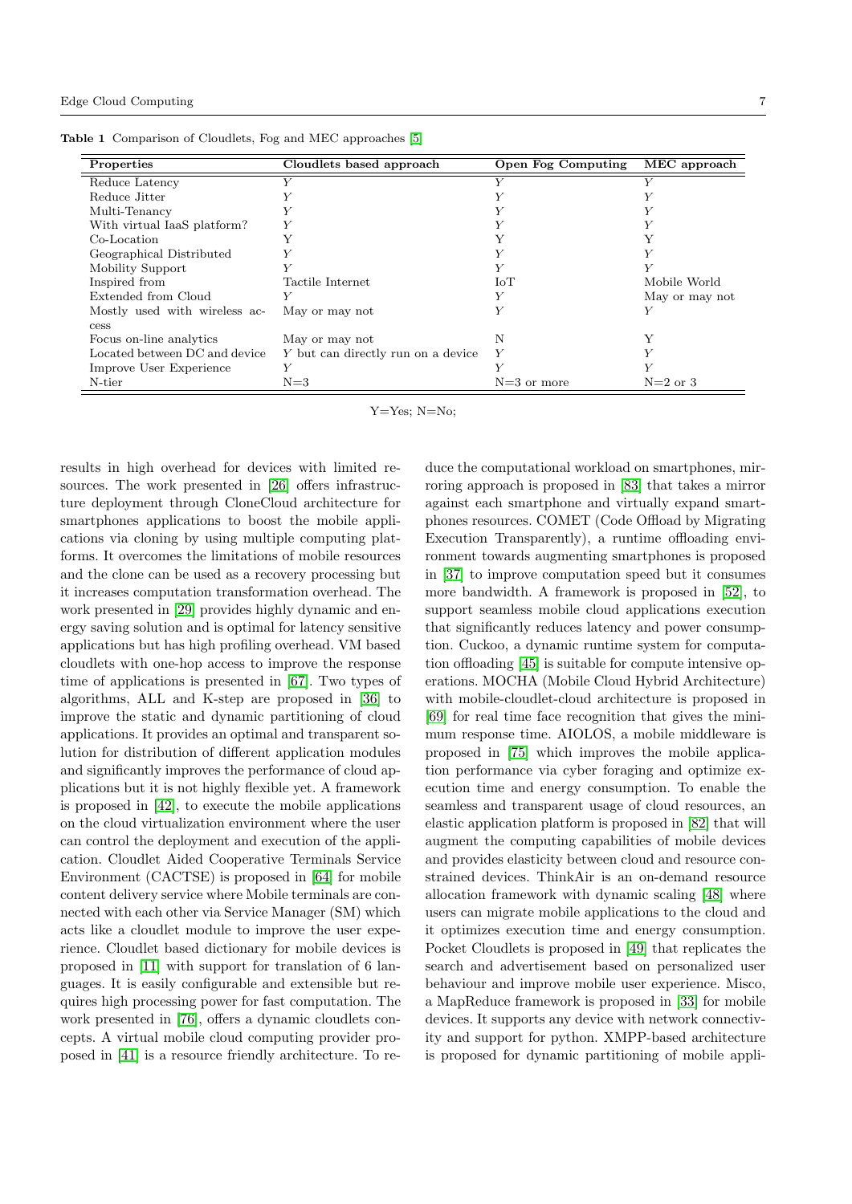**Table 1** Comparison of Cloudlets, Fog and MEC approaches [5]

| Properties | Cloudlets based approach | Open Fog Computing | MEC approach |
|---|---|---|---|
| Reduce Latency | *Y* | *Y* | *Y* |
| Reduce Jitter | *Y* | *Y* | *Y* |
| Multi-Tenancy | *Y* | *Y* | *Y* |
| With virtual IaaS platform? | *Y* | *Y* | *Y* |
| Co-Location | Y | Y | Y |
| Geographical Distributed | *Y* | *Y* | *Y* |
| Mobility Support | *Y* | *Y* | *Y* |
| Inspired from | Tactile Internet | IoT | Mobile World |
| Extended from Cloud | *Y* | *Y* | May or may not |
| Mostly used with wireless access | May or may not | *Y* | *Y* |
| Focus on-line analytics | May or may not | N | Y |
| Located between DC and device | *Y* but can directly run on a device | *Y* | *Y* |
| Improve User Experience | *Y* | *Y* | *Y* |
| N-tier | N=3 | N=3 or more | N=2 or 3 |

Y=Yes; N=No;

results in high overhead for devices with limited resources. The work presented in [26] offers infrastructure deployment through CloneCloud architecture for smartphones applications to boost the mobile applications via cloning by using multiple computing platforms. It overcomes the limitations of mobile resources and the clone can be used as a recovery processing but it increases computation transformation overhead. The work presented in [29] provides highly dynamic and energy saving solution and is optimal for latency sensitive applications but has high profiling overhead. VM based cloudlets with one-hop access to improve the response time of applications is presented in [67]. Two types of algorithms, ALL and K-step are proposed in [36] to improve the static and dynamic partitioning of cloud applications. It provides an optimal and transparent solution for distribution of different application modules and significantly improves the performance of cloud applications but it is not highly flexible yet. A framework is proposed in [42], to execute the mobile applications on the cloud virtualization environment where the user can control the deployment and execution of the application. Cloudlet Aided Cooperative Terminals Service Environment (CACTSE) is proposed in [64] for mobile content delivery service where Mobile terminals are connected with each other via Service Manager (SM) which acts like a cloudlet module to improve the user experience. Cloudlet based dictionary for mobile devices is proposed in [11] with support for translation of 6 languages. It is easily configurable and extensible but requires high processing power for fast computation. The work presented in [76], offers a dynamic cloudlets concepts. A virtual mobile cloud computing provider proposed in [41] is a resource friendly architecture. To reduce the computational workload on smartphones, mirroring approach is proposed in [83] that takes a mirror against each smartphone and virtually expand smartphones resources. COMET (Code Offload by Migrating Execution Transparently), a runtime offloading environment towards augmenting smartphones is proposed in [37] to improve computation speed but it consumes more bandwidth. A framework is proposed in [52], to support seamless mobile cloud applications execution that significantly reduces latency and power consumption. Cuckoo, a dynamic runtime system for computation offloading [45] is suitable for compute intensive operations. MOCHA (Mobile Cloud Hybrid Architecture) with mobile-cloudlet-cloud architecture is proposed in [69] for real time face recognition that gives the minimum response time. AIOLOS, a mobile middleware is proposed in [75] which improves the mobile application performance via cyber foraging and optimize execution time and energy consumption. To enable the seamless and transparent usage of cloud resources, an elastic application platform is proposed in [82] that will augment the computing capabilities of mobile devices and provides elasticity between cloud and resource constrained devices. ThinkAir is an on-demand resource allocation framework with dynamic scaling [48] where users can migrate mobile applications to the cloud and it optimizes execution time and energy consumption. Pocket Cloudlets is proposed in [49] that replicates the search and advertisement based on personalized user behaviour and improve mobile user experience. Misco, a MapReduce framework is proposed in [33] for mobile devices. It supports any device with network connectivity and support for python. XMPP-based architecture is proposed for dynamic partitioning of mobile appli-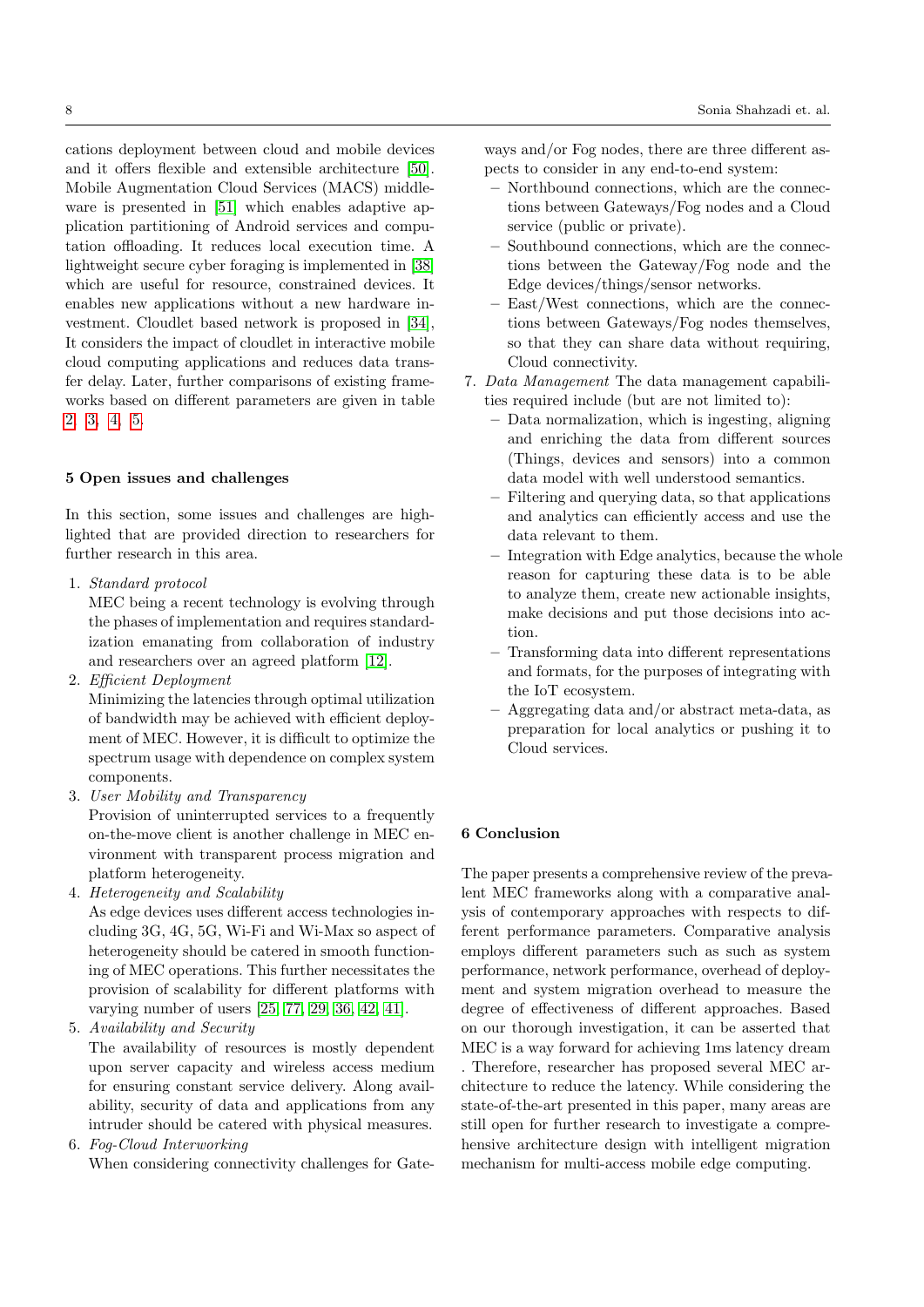cations deployment between cloud and mobile devices and it offers flexible and extensible architecture [50]. Mobile Augmentation Cloud Services (MACS) middleware is presented in [51] which enables adaptive application partitioning of Android services and computation offloading. It reduces local execution time. A lightweight secure cyber foraging is implemented in [38] which are useful for resource, constrained devices. It enables new applications without a new hardware investment. Cloudlet based network is proposed in [34], It considers the impact of cloudlet in interactive mobile cloud computing applications and reduces data transfer delay. Later, further comparisons of existing frameworks based on different parameters are given in table 2, 3, 4, 5.

## 5 Open issues and challenges

In this section, some issues and challenges are highlighted that are provided direction to researchers for further research in this area.

1. *Standard protocol*
   MEC being a recent technology is evolving through the phases of implementation and requires standardization emanating from collaboration of industry and researchers over an agreed platform [12].
2. *Efficient Deployment*
   Minimizing the latencies through optimal utilization of bandwidth may be achieved with efficient deployment of MEC. However, it is difficult to optimize the spectrum usage with dependence on complex system components.
3. *User Mobility and Transparency*
   Provision of uninterrupted services to a frequently on-the-move client is another challenge in MEC environment with transparent process migration and platform heterogeneity.
4. *Heterogeneity and Scalability*
   As edge devices uses different access technologies including 3G, 4G, 5G, Wi-Fi and Wi-Max so aspect of heterogeneity should be catered in smooth functioning of MEC operations. This further necessitates the provision of scalability for different platforms with varying number of users [25] [77] [29] [36] [42] [41].
5. *Availability and Security*
   The availability of resources is mostly dependent upon server capacity and wireless access medium for ensuring constant service delivery. Along availability, security of data and applications from any intruder should be catered with physical measures.
6. *Fog-Cloud Interworking*
   When considering connectivity challenges for Gateways and/or Fog nodes, there are three different aspects to consider in any end-to-end system:
   - Northbound connections, which are the connections between Gateways/Fog nodes and a Cloud service (public or private).
   - Southbound connections, which are the connections between the Gateway/Fog node and the Edge devices/things/sensor networks.
   - East/West connections, which are the connections between Gateways/Fog nodes themselves, so that they can share data without requiring, Cloud connectivity.
7. *Data Management* The data management capabilities required include (but are not limited to):
   - Data normalization, which is ingesting, aligning and enriching the data from different sources (Things, devices and sensors) into a common data model with well understood semantics.
   - Filtering and querying data, so that applications and analytics can efficiently access and use the data relevant to them.
   - Integration with Edge analytics, because the whole reason for capturing these data is to be able to analyze them, create new actionable insights, make decisions and put those decisions into action.
   - Transforming data into different representations and formats, for the purposes of integrating with the IoT ecosystem.
   - Aggregating data and/or abstract meta-data, as preparation for local analytics or pushing it to Cloud services.

## 6 Conclusion

The paper presents a comprehensive review of the prevalent MEC frameworks along with a comparative analysis of contemporary approaches with respects to different performance parameters. Comparative analysis employs different parameters such as such as system performance, network performance, overhead of deployment and system migration overhead to measure the degree of effectiveness of different approaches. Based on our thorough investigation, it can be asserted that MEC is a way forward for achieving 1ms latency dream . Therefore, researcher has proposed several MEC architecture to reduce the latency. While considering the state-of-the-art presented in this paper, many areas are still open for further research to investigate a comprehensive architecture design with intelligent migration mechanism for multi-access mobile edge computing.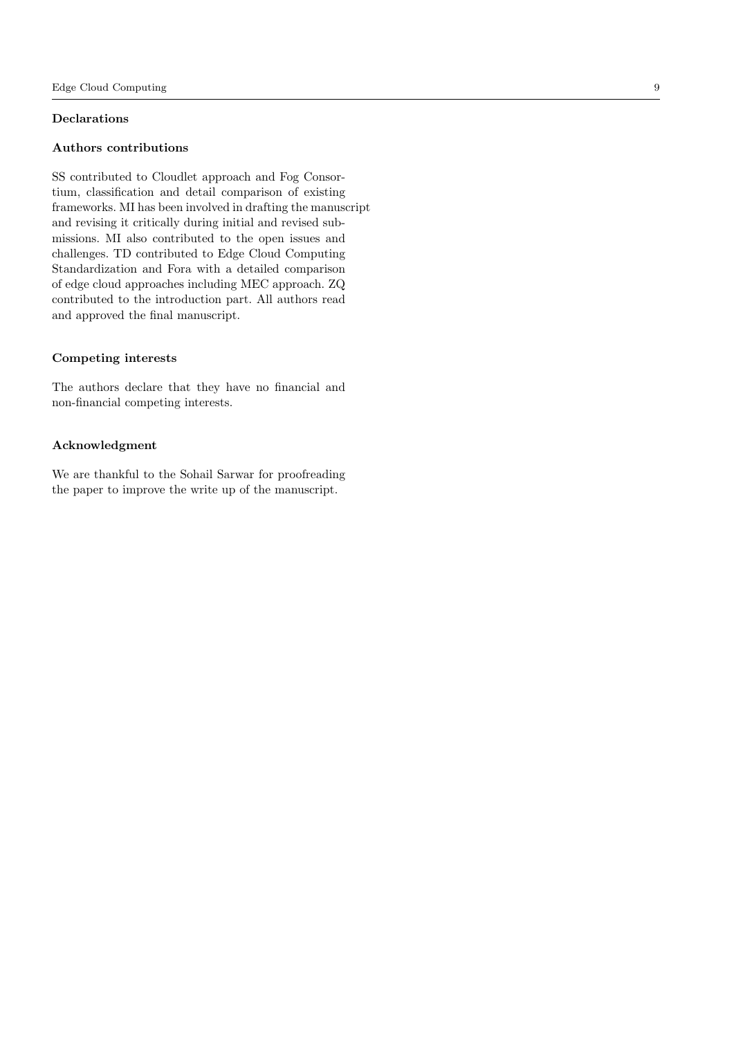## Declarations

### Authors contributions

SS contributed to Cloudlet approach and Fog Consortium, classification and detail comparison of existing frameworks. MI has been involved in drafting the manuscript and revising it critically during initial and revised submissions. MI also contributed to the open issues and challenges. TD contributed to Edge Cloud Computing Standardization and Fora with a detailed comparison of edge cloud approaches including MEC approach. ZQ contributed to the introduction part. All authors read and approved the final manuscript.

### Competing interests

The authors declare that they have no financial and non-financial competing interests.

### Acknowledgment

We are thankful to the Sohail Sarwar for proofreading the paper to improve the write up of the manuscript.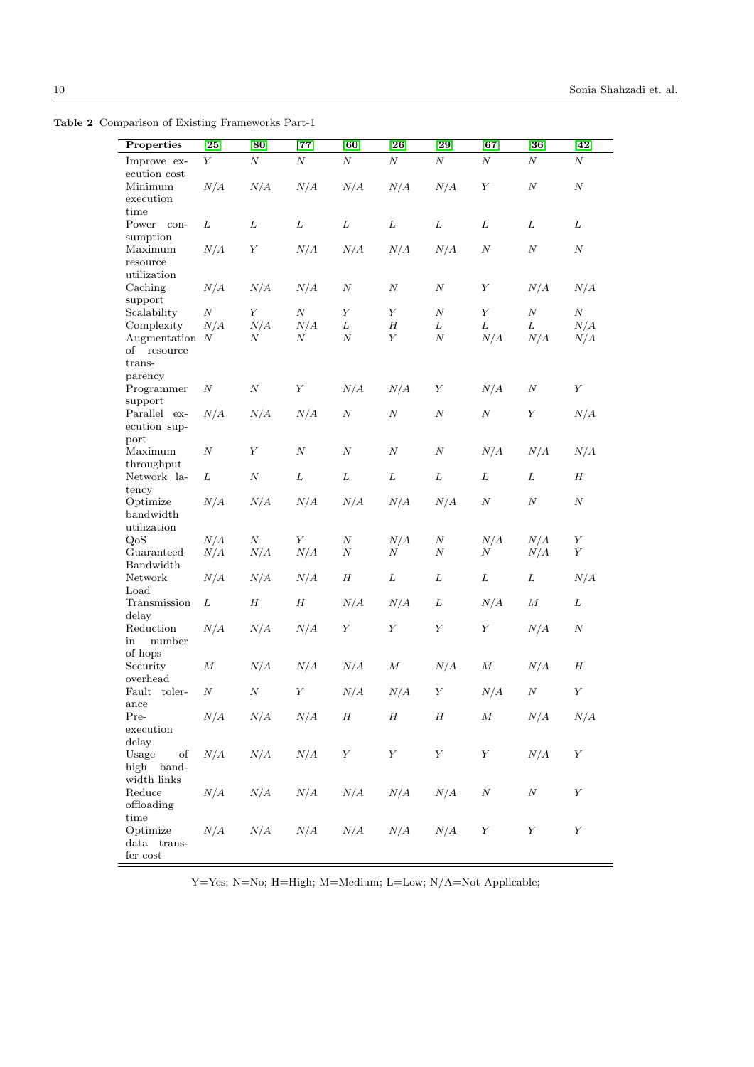**Table 2** Comparison of Existing Frameworks Part-1

| Properties | [25] | [80] | [77] | [60] | [26] | [29] | [67] | [36] | [42] |
|---|---|---|---|---|---|---|---|---|---|
| Improve execution cost | Y | N | N | N | N | N | N | N | N |
| Minimum execution time | N/A | N/A | N/A | N/A | N/A | N/A | Y | N | N |
| Power consumption | L | L | L | L | L | L | L | L | L |
| Maximum resource utilization | N/A | Y | N/A | N/A | N/A | N/A | N | N | N |
| Caching support | N/A | N/A | N/A | N | N | N | Y | N/A | N/A |
| Scalability | N | Y | N | Y | Y | N | Y | N | N |
| Complexity | N/A | N/A | N/A | L | H | L | L | L | N/A |
| Augmentation of resource transparency | N | N | N | N | Y | N | N/A | N/A | N/A |
| Programmer support | N | N | Y | N/A | N/A | Y | N/A | N | Y |
| Parallel execution support | N/A | N/A | N/A | N | N | N | N | Y | N/A |
| Maximum throughput | N | Y | N | N | N | N | N/A | N/A | N/A |
| Network latency | L | N | L | L | L | L | L | L | H |
| Optimize bandwidth utilization | N/A | N/A | N/A | N/A | N/A | N/A | N | N | N |
| QoS | N/A | N | Y | N | N/A | N | N/A | N/A | Y |
| Guaranteed Bandwidth | N/A | N/A | N/A | N | N | N | N | N/A | Y |
| Network Load | N/A | N/A | N/A | H | L | L | L | L | N/A |
| Transmission delay | L | H | H | N/A | N/A | L | N/A | M | L |
| Reduction in number of hops | N/A | N/A | N/A | Y | Y | Y | Y | N/A | N |
| Security overhead | M | N/A | N/A | N/A | M | N/A | M | N/A | H |
| Fault tolerance | N | N | Y | N/A | N/A | Y | N/A | N | Y |
| Pre-execution delay | N/A | N/A | N/A | H | H | H | M | N/A | N/A |
| Usage of high bandwidth links | N/A | N/A | N/A | Y | Y | Y | Y | N/A | Y |
| Reduce offloading time | N/A | N/A | N/A | N/A | N/A | N/A | N | N | Y |
| Optimize data transfer cost | N/A | N/A | N/A | N/A | N/A | N/A | Y | Y | Y |

Y=Yes; N=No; H=High; M=Medium; L=Low; N/A=Not Applicable;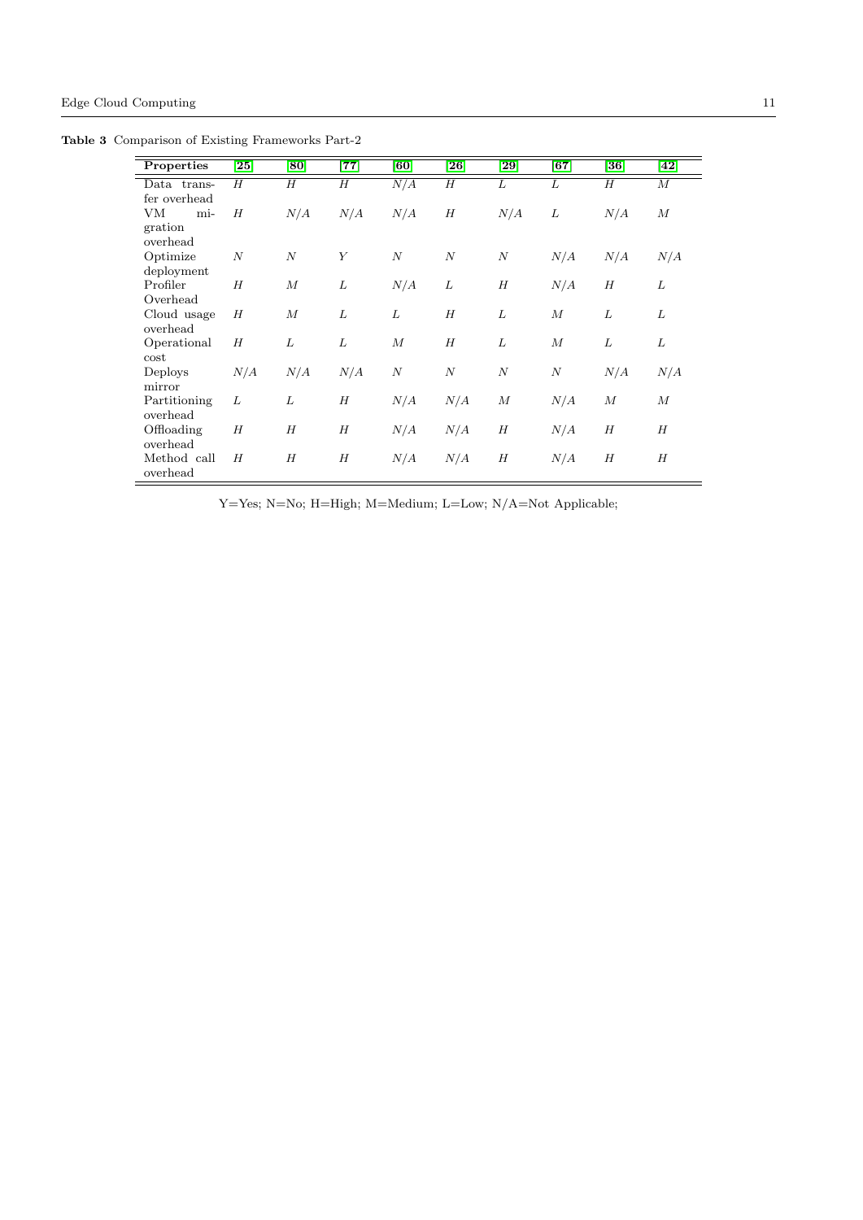**Table 3** Comparison of Existing Frameworks Part-2

| Properties | [25] | [80] | [77] | [60] | [26] | [29] | [67] | [36] | [42] |
|---|---|---|---|---|---|---|---|---|---|
| Data transfer overhead | *H* | *H* | *H* | *N/A* | *H* | *L* | *L* | *H* | *M* |
| VM migration overhead | *H* | *N/A* | *N/A* | *N/A* | *H* | *N/A* | *L* | *N/A* | *M* |
| Optimize deployment | *N* | *N* | *Y* | *N* | *N* | *N* | *N/A* | *N/A* | *N/A* |
| Profiler Overhead | *H* | *M* | *L* | *N/A* | *L* | *H* | *N/A* | *H* | *L* |
| Cloud usage overhead | *H* | *M* | *L* | *L* | *H* | *L* | *M* | *L* | *L* |
| Operational cost | *H* | *L* | *L* | *M* | *H* | *L* | *M* | *L* | *L* |
| Deploys mirror | *N/A* | *N/A* | *N/A* | *N* | *N* | *N* | *N* | *N/A* | *N/A* |
| Partitioning overhead | *L* | *L* | *H* | *N/A* | *N/A* | *M* | *N/A* | *M* | *M* |
| Offloading overhead | *H* | *H* | *H* | *N/A* | *N/A* | *H* | *N/A* | *H* | *H* |
| Method call overhead | *H* | *H* | *H* | *N/A* | *N/A* | *H* | *N/A* | *H* | *H* |

Y=Yes; N=No; H=High; M=Medium; L=Low; N/A=Not Applicable;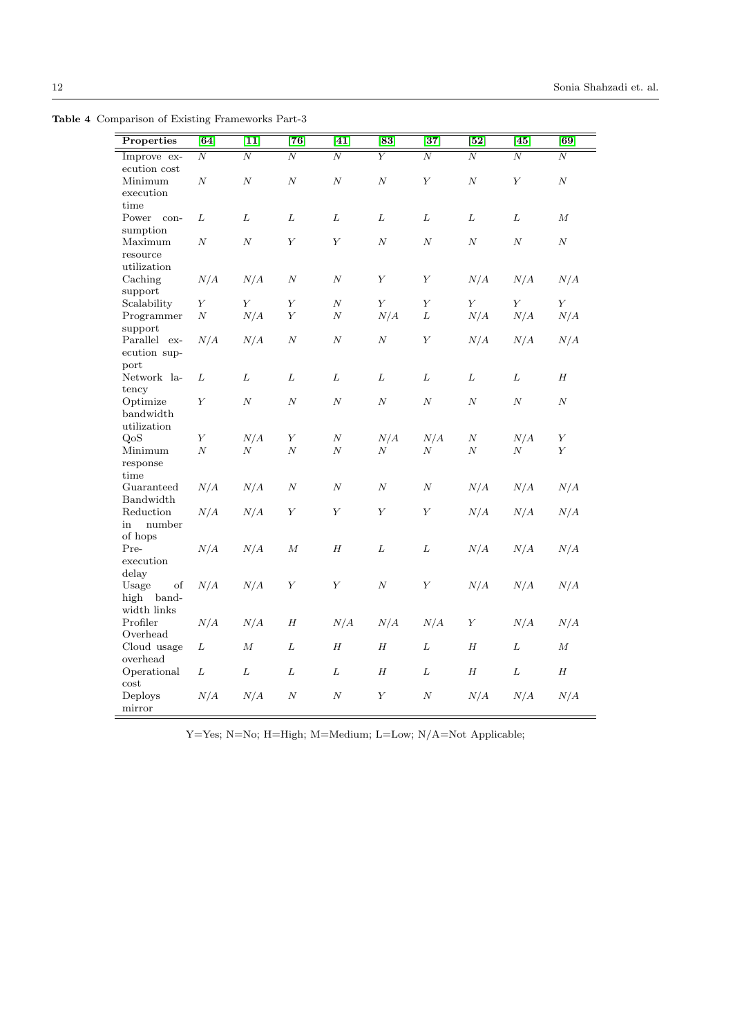**Table 4** Comparison of Existing Frameworks Part-3

| Properties | [64] | [11] | [76] | [41] | [83] | [37] | [52] | [45] | [69] |
|---|---|---|---|---|---|---|---|---|---|
| Improve execution cost | N | N | N | N | Y | N | N | N | N |
| Minimum execution time | N | N | N | N | N | Y | N | Y | N |
| Power consumption | L | L | L | L | L | L | L | L | M |
| Maximum resource utilization | N | N | Y | Y | N | N | N | N | N |
| Caching support | N/A | N/A | N | N | Y | Y | N/A | N/A | N/A |
| Scalability | Y | Y | Y | N | Y | Y | Y | Y | Y |
| Programmer support | N | N/A | Y | N | N/A | L | N/A | N/A | N/A |
| Parallel execution support | N/A | N/A | N | N | N | Y | N/A | N/A | N/A |
| Network latency | L | L | L | L | L | L | L | L | H |
| Optimize bandwidth utilization | Y | N | N | N | N | N | N | N | N |
| QoS | Y | N/A | Y | N | N/A | N/A | N | N/A | Y |
| Minimum response time | N | N | N | N | N | N | N | N | Y |
| Guaranteed Bandwidth | N/A | N/A | N | N | N | N | N/A | N/A | N/A |
| Reduction in number of hops | N/A | N/A | Y | Y | Y | Y | N/A | N/A | N/A |
| Pre-execution delay | N/A | N/A | M | H | L | L | N/A | N/A | N/A |
| Usage of high bandwidth links | N/A | N/A | Y | Y | N | Y | N/A | N/A | N/A |
| Profiler Overhead | N/A | N/A | H | N/A | N/A | N/A | Y | N/A | N/A |
| Cloud usage overhead | L | M | L | H | H | L | H | L | M |
| Operational cost | L | L | L | L | H | L | H | L | H |
| Deploys mirror | N/A | N/A | N | N | Y | N | N/A | N/A | N/A |

Y=Yes; N=No; H=High; M=Medium; L=Low; N/A=Not Applicable;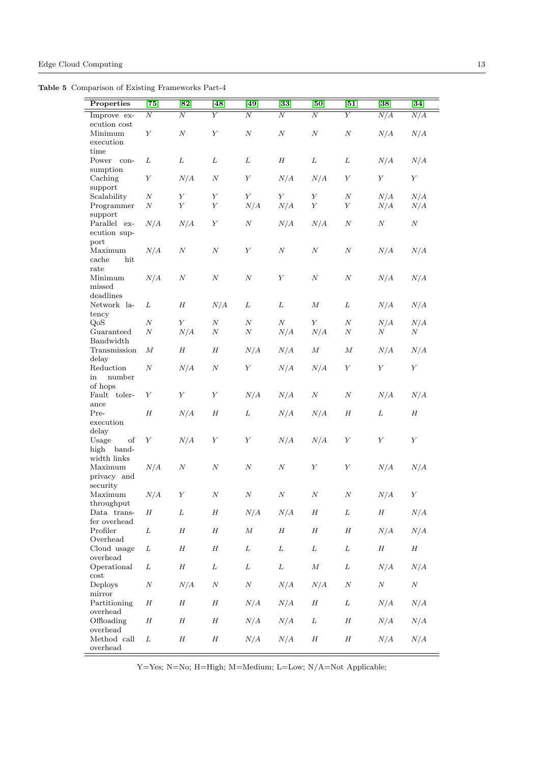**Table 5** Comparison of Existing Frameworks Part-4

| Properties | [75] | [82] | [48] | [49] | [33] | [50] | [51] | [38] | [34] |
|---|---|---|---|---|---|---|---|---|---|
| Improve execution cost | N | N | Y | N | N | N | Y | N/A | N/A |
| Minimum execution time | Y | N | Y | N | N | N | N | N/A | N/A |
| Power consumption | L | L | L | L | H | L | L | N/A | N/A |
| Caching support | Y | N/A | N | Y | N/A | N/A | Y | Y | Y |
| Scalability | N | Y | Y | Y | Y | Y | N | N/A | N/A |
| Programmer support | N | Y | Y | N/A | N/A | Y | Y | N/A | N/A |
| Parallel execution support | N/A | N/A | Y | N | N/A | N/A | N | N | N |
| Maximum cache hit rate | N/A | N | N | Y | N | N | N | N/A | N/A |
| Minimum missed deadlines | N/A | N | N | N | Y | N | N | N/A | N/A |
| Network latency | L | H | N/A | L | L | M | L | N/A | N/A |
| QoS | N | Y | N | N | N | Y | N | N/A | N/A |
| Guaranteed Bandwidth | N | N/A | N | N | N/A | N/A | N | N | N |
| Transmission delay | M | H | H | N/A | N/A | M | M | N/A | N/A |
| Reduction in number of hops | N | N/A | N | Y | N/A | N/A | Y | Y | Y |
| Fault tolerance | Y | Y | Y | N/A | N/A | N | N | N/A | N/A |
| Pre-execution delay | H | N/A | H | L | N/A | N/A | H | L | H |
| Usage of high bandwidth links | Y | N/A | Y | Y | N/A | N/A | Y | Y | Y |
| Maximum privacy and security | N/A | N | N | N | N | Y | Y | N/A | N/A |
| Maximum throughput | N/A | Y | N | N | N | N | N | N/A | Y |
| Data transfer overhead | H | L | H | N/A | N/A | H | L | H | N/A |
| Profiler Overhead | L | H | H | M | H | H | H | N/A | N/A |
| Cloud usage overhead | L | H | H | L | L | L | L | H | H |
| Operational cost | L | H | L | L | L | M | L | N/A | N/A |
| Deploys mirror | N | N/A | N | N | N/A | N/A | N | N | N |
| Partitioning overhead | H | H | H | N/A | N/A | H | L | N/A | N/A |
| Offloading overhead | H | H | H | N/A | N/A | L | H | N/A | N/A |
| Method call overhead | L | H | H | N/A | N/A | H | H | N/A | N/A |

Y=Yes; N=No; H=High; M=Medium; L=Low; N/A=Not Applicable;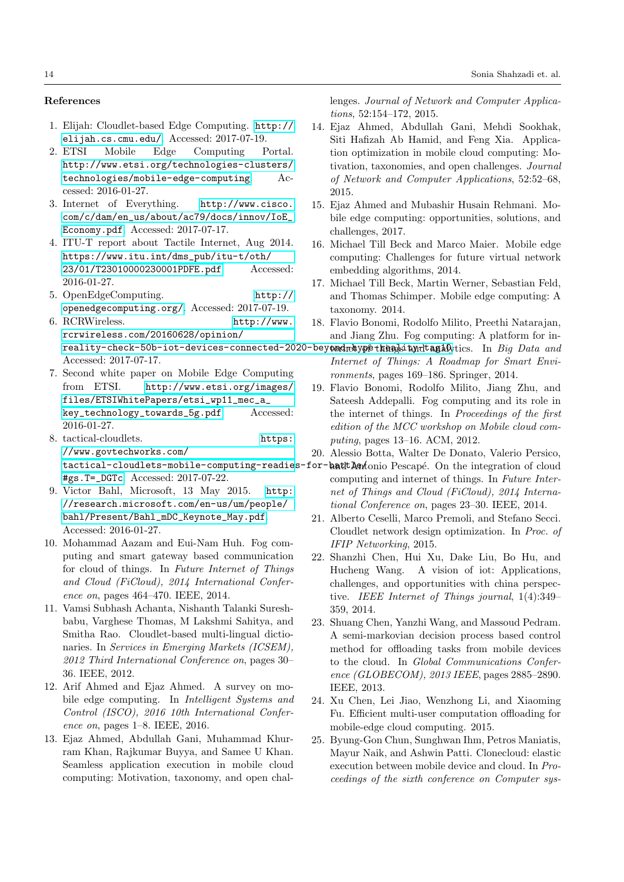## References

1. Elijah: Cloudlet-based Edge Computing. http://elijah.cs.cmu.edu/. Accessed: 2017-07-19.
2. ETSI Mobile Edge Computing Portal. http://www.etsi.org/technologies-clusters/technologies/mobile-edge-computing. Accessed: 2016-01-27.
3. Internet of Everything. http://www.cisco.com/c/dam/en_us/about/ac79/docs/innov/IoE_Economy.pdf. Accessed: 2017-07-17.
4. ITU-T report about Tactile Internet, Aug 2014. https://www.itu.int/dms_pub/itu-t/oth/23/01/T23010000230001PDFE.pdf. Accessed: 2016-01-27.
5. OpenEdgeComputing. http://openedgecomputing.org/. Accessed: 2017-07-19.
6. RCRWireless. http://www.rcrwireless.com/20160628/opinion/reality-check-50b-iot-devices-connected-2020-beyond-hype-reality-tag10. Accessed: 2017-07-17.
7. Second white paper on Mobile Edge Computing from ETSI. http://www.etsi.org/images/files/ETSIWhitePapers/etsi_wp11_mec_a_key_technology_towards_5g.pdf. Accessed: 2016-01-27.
8. tactical-cloudlets. https://www.govtechworks.com/tactical-cloudlets-mobile-computing-readies-for-battle/#gs.T=_DGTc. Accessed: 2017-07-22.
9. Victor Bahl, Microsoft, 13 May 2015. http://research.microsoft.com/en-us/um/people/bahl/Present/Bahl_mDC_Keynote_May.pdf. Accessed: 2016-01-27.
10. Mohammad Aazam and Eui-Nam Huh. Fog computing and smart gateway based communication for cloud of things. In *Future Internet of Things and Cloud (FiCloud), 2014 International Conference on*, pages 464–470. IEEE, 2014.
11. Vamsi Subhash Achanta, Nishanth Talanki Sureshbabu, Varghese Thomas, M Lakshmi Sahitya, and Smitha Rao. Cloudlet-based multi-lingual dictionaries. In *Services in Emerging Markets (ICSEM), 2012 Third International Conference on*, pages 30–36. IEEE, 2012.
12. Arif Ahmed and Ejaz Ahmed. A survey on mobile edge computing. In *Intelligent Systems and Control (ISCO), 2016 10th International Conference on*, pages 1–8. IEEE, 2016.
13. Ejaz Ahmed, Abdullah Gani, Muhammad Khurram Khan, Rajkumar Buyya, and Samee U Khan. Seamless application execution in mobile cloud computing: Motivation, taxonomy, and open challenges. *Journal of Network and Computer Applications*, 52:154–172, 2015.
14. Ejaz Ahmed, Abdullah Gani, Mehdi Sookhak, Siti Hafizah Ab Hamid, and Feng Xia. Application optimization in mobile cloud computing: Motivation, taxonomies, and open challenges. *Journal of Network and Computer Applications*, 52:52–68, 2015.
15. Ejaz Ahmed and Mubashir Husain Rehmani. Mobile edge computing: opportunities, solutions, and challenges, 2017.
16. Michael Till Beck and Marco Maier. Mobile edge computing: Challenges for future virtual network embedding algorithms, 2014.
17. Michael Till Beck, Martin Werner, Sebastian Feld, and Thomas Schimper. Mobile edge computing: A taxonomy. 2014.
18. Flavio Bonomi, Rodolfo Milito, Preethi Natarajan, and Jiang Zhu. Fog computing: A platform for internet of things and analytics. In *Big Data and Internet of Things: A Roadmap for Smart Environments*, pages 169–186. Springer, 2014.
19. Flavio Bonomi, Rodolfo Milito, Jiang Zhu, and Sateesh Addepalli. Fog computing and its role in the internet of things. In *Proceedings of the first edition of the MCC workshop on Mobile cloud computing*, pages 13–16. ACM, 2012.
20. Alessio Botta, Walter De Donato, Valerio Persico, and Antonio Pescapé. On the integration of cloud computing and internet of things. In *Future Internet of Things and Cloud (FiCloud), 2014 International Conference on*, pages 23–30. IEEE, 2014.
21. Alberto Ceselli, Marco Premoli, and Stefano Secci. Cloudlet network design optimization. In *Proc. of IFIP Networking*, 2015.
22. Shanzhi Chen, Hui Xu, Dake Liu, Bo Hu, and Hucheng Wang. A vision of iot: Applications, challenges, and opportunities with china perspective. *IEEE Internet of Things journal*, 1(4):349–359, 2014.
23. Shuang Chen, Yanzhi Wang, and Massoud Pedram. A semi-markovian decision process based control method for offloading tasks from mobile devices to the cloud. In *Global Communications Conference (GLOBECOM), 2013 IEEE*, pages 2885–2890. IEEE, 2013.
24. Xu Chen, Lei Jiao, Wenzhong Li, and Xiaoming Fu. Efficient multi-user computation offloading for mobile-edge cloud computing. 2015.
25. Byung-Gon Chun, Sunghwan Ihm, Petros Maniatis, Mayur Naik, and Ashwin Patti. Clonecloud: elastic execution between mobile device and cloud. In *Proceedings of the sixth conference on Computer sys-*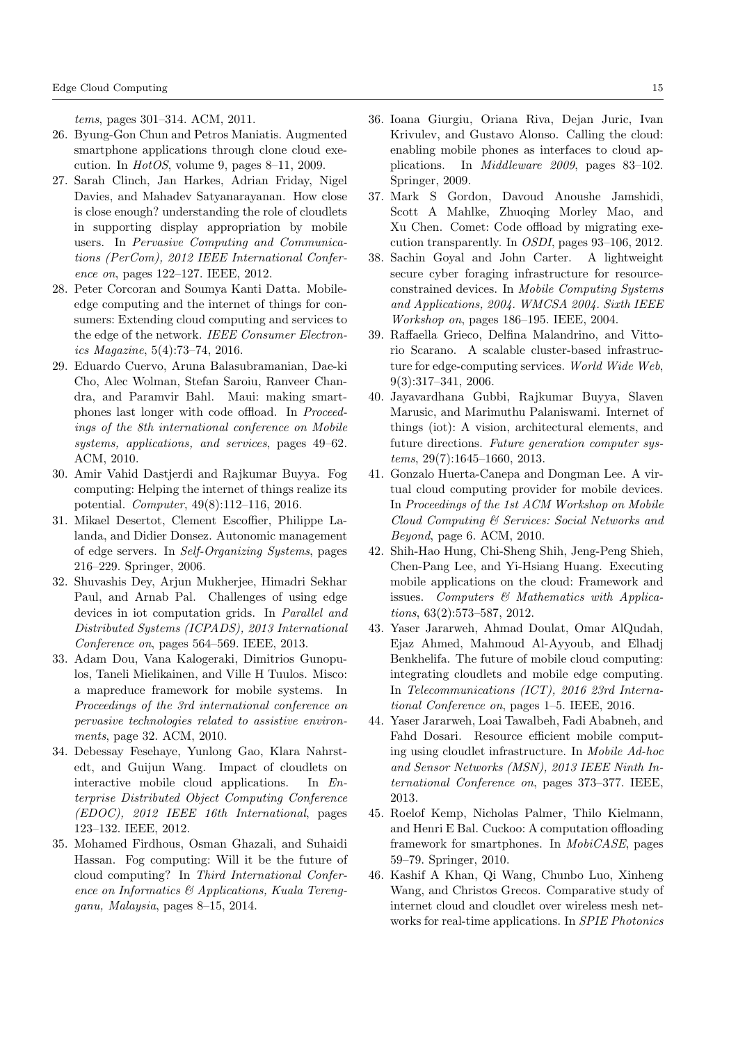*tems*, pages 301–314. ACM, 2011.

26. Byung-Gon Chun and Petros Maniatis. Augmented smartphone applications through clone cloud execution. In *HotOS*, volume 9, pages 8–11, 2009.
27. Sarah Clinch, Jan Harkes, Adrian Friday, Nigel Davies, and Mahadev Satyanarayanan. How close is close enough? understanding the role of cloudlets in supporting display appropriation by mobile users. In *Pervasive Computing and Communications (PerCom), 2012 IEEE International Conference on*, pages 122–127. IEEE, 2012.
28. Peter Corcoran and Soumya Kanti Datta. Mobile-edge computing and the internet of things for consumers: Extending cloud computing and services to the edge of the network. *IEEE Consumer Electronics Magazine*, 5(4):73–74, 2016.
29. Eduardo Cuervo, Aruna Balasubramanian, Dae-ki Cho, Alec Wolman, Stefan Saroiu, Ranveer Chandra, and Paramvir Bahl. Maui: making smartphones last longer with code offload. In *Proceedings of the 8th international conference on Mobile systems, applications, and services*, pages 49–62. ACM, 2010.
30. Amir Vahid Dastjerdi and Rajkumar Buyya. Fog computing: Helping the internet of things realize its potential. *Computer*, 49(8):112–116, 2016.
31. Mikael Desertot, Clement Escoffier, Philippe Lalanda, and Didier Donsez. Autonomic management of edge servers. In *Self-Organizing Systems*, pages 216–229. Springer, 2006.
32. Shuvashis Dey, Arjun Mukherjee, Himadri Sekhar Paul, and Arnab Pal. Challenges of using edge devices in iot computation grids. In *Parallel and Distributed Systems (ICPADS), 2013 International Conference on*, pages 564–569. IEEE, 2013.
33. Adam Dou, Vana Kalogeraki, Dimitrios Gunopulos, Taneli Mielikainen, and Ville H Tuulos. Misco: a mapreduce framework for mobile systems. In *Proceedings of the 3rd international conference on pervasive technologies related to assistive environments*, page 32. ACM, 2010.
34. Debessay Fesehaye, Yunlong Gao, Klara Nahrstedt, and Guijun Wang. Impact of cloudlets on interactive mobile cloud applications. In *Enterprise Distributed Object Computing Conference (EDOC), 2012 IEEE 16th International*, pages 123–132. IEEE, 2012.
35. Mohamed Firdhous, Osman Ghazali, and Suhaidi Hassan. Fog computing: Will it be the future of cloud computing? In *Third International Conference on Informatics & Applications, Kuala Terengganu, Malaysia*, pages 8–15, 2014.
36. Ioana Giurgiu, Oriana Riva, Dejan Juric, Ivan Krivulev, and Gustavo Alonso. Calling the cloud: enabling mobile phones as interfaces to cloud applications. In *Middleware 2009*, pages 83–102. Springer, 2009.
37. Mark S Gordon, Davoud Anoushe Jamshidi, Scott A Mahlke, Zhuoqing Morley Mao, and Xu Chen. Comet: Code offload by migrating execution transparently. In *OSDI*, pages 93–106, 2012.
38. Sachin Goyal and John Carter. A lightweight secure cyber foraging infrastructure for resource-constrained devices. In *Mobile Computing Systems and Applications, 2004. WMCSA 2004. Sixth IEEE Workshop on*, pages 186–195. IEEE, 2004.
39. Raffaella Grieco, Delfina Malandrino, and Vittorio Scarano. A scalable cluster-based infrastructure for edge-computing services. *World Wide Web*, 9(3):317–341, 2006.
40. Jayavardhana Gubbi, Rajkumar Buyya, Slaven Marusic, and Marimuthu Palaniswami. Internet of things (iot): A vision, architectural elements, and future directions. *Future generation computer systems*, 29(7):1645–1660, 2013.
41. Gonzalo Huerta-Canepa and Dongman Lee. A virtual cloud computing provider for mobile devices. In *Proceedings of the 1st ACM Workshop on Mobile Cloud Computing & Services: Social Networks and Beyond*, page 6. ACM, 2010.
42. Shih-Hao Hung, Chi-Sheng Shih, Jeng-Peng Shieh, Chen-Pang Lee, and Yi-Hsiang Huang. Executing mobile applications on the cloud: Framework and issues. *Computers & Mathematics with Applications*, 63(2):573–587, 2012.
43. Yaser Jararweh, Ahmad Doulat, Omar AlQudah, Ejaz Ahmed, Mahmoud Al-Ayyoub, and Elhadj Benkhelifa. The future of mobile cloud computing: integrating cloudlets and mobile edge computing. In *Telecommunications (ICT), 2016 23rd International Conference on*, pages 1–5. IEEE, 2016.
44. Yaser Jararweh, Loai Tawalbeh, Fadi Ababneh, and Fahd Dosari. Resource efficient mobile computing using cloudlet infrastructure. In *Mobile Ad-hoc and Sensor Networks (MSN), 2013 IEEE Ninth International Conference on*, pages 373–377. IEEE, 2013.
45. Roelof Kemp, Nicholas Palmer, Thilo Kielmann, and Henri E Bal. Cuckoo: A computation offloading framework for smartphones. In *MobiCASE*, pages 59–79. Springer, 2010.
46. Kashif A Khan, Qi Wang, Chunbo Luo, Xinheng Wang, and Christos Grecos. Comparative study of internet cloud and cloudlet over wireless mesh networks for real-time applications. In *SPIE Photonics*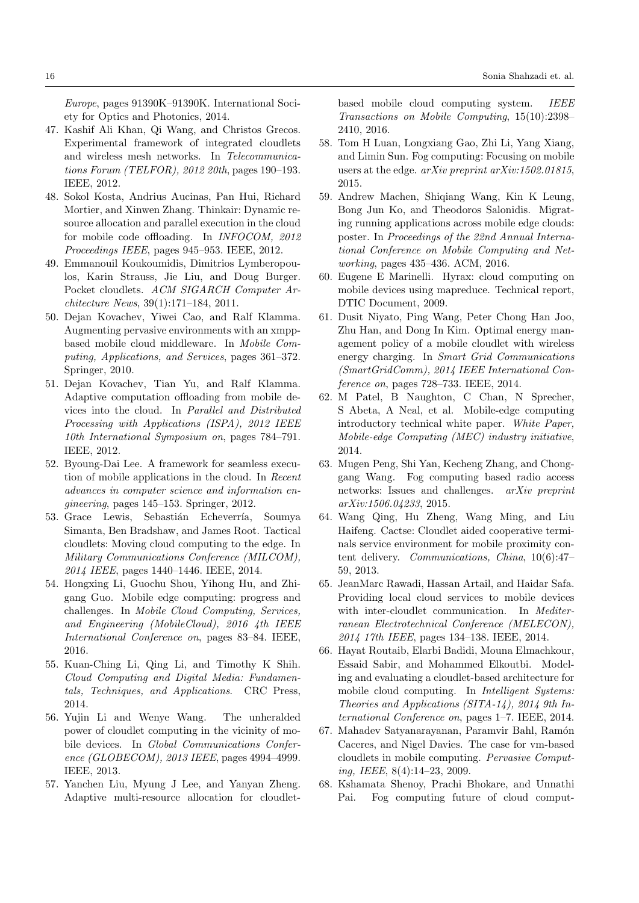Europe, pages 91390K–91390K. International Society for Optics and Photonics, 2014.

47. Kashif Ali Khan, Qi Wang, and Christos Grecos. Experimental framework of integrated cloudlets and wireless mesh networks. In *Telecommunications Forum (TELFOR), 2012 20th*, pages 190–193. IEEE, 2012.
48. Sokol Kosta, Andrius Aucinas, Pan Hui, Richard Mortier, and Xinwen Zhang. Thinkair: Dynamic resource allocation and parallel execution in the cloud for mobile code offloading. In *INFOCOM, 2012 Proceedings IEEE*, pages 945–953. IEEE, 2012.
49. Emmanouil Koukoumidis, Dimitrios Lymberopoulos, Karin Strauss, Jie Liu, and Doug Burger. Pocket cloudlets. *ACM SIGARCH Computer Architecture News*, 39(1):171–184, 2011.
50. Dejan Kovachev, Yiwei Cao, and Ralf Klamma. Augmenting pervasive environments with an xmpp-based mobile cloud middleware. In *Mobile Computing, Applications, and Services*, pages 361–372. Springer, 2010.
51. Dejan Kovachev, Tian Yu, and Ralf Klamma. Adaptive computation offloading from mobile devices into the cloud. In *Parallel and Distributed Processing with Applications (ISPA), 2012 IEEE 10th International Symposium on*, pages 784–791. IEEE, 2012.
52. Byoung-Dai Lee. A framework for seamless execution of mobile applications in the cloud. In *Recent advances in computer science and information engineering*, pages 145–153. Springer, 2012.
53. Grace Lewis, Sebastián Echeverría, Soumya Simanta, Ben Bradshaw, and James Root. Tactical cloudlets: Moving cloud computing to the edge. In *Military Communications Conference (MILCOM), 2014 IEEE*, pages 1440–1446. IEEE, 2014.
54. Hongxing Li, Guochu Shou, Yihong Hu, and Zhigang Guo. Mobile edge computing: progress and challenges. In *Mobile Cloud Computing, Services, and Engineering (MobileCloud), 2016 4th IEEE International Conference on*, pages 83–84. IEEE, 2016.
55. Kuan-Ching Li, Qing Li, and Timothy K Shih. *Cloud Computing and Digital Media: Fundamentals, Techniques, and Applications*. CRC Press, 2014.
56. Yujin Li and Wenye Wang. The unheralded power of cloudlet computing in the vicinity of mobile devices. In *Global Communications Conference (GLOBECOM), 2013 IEEE*, pages 4994–4999. IEEE, 2013.
57. Yanchen Liu, Myung J Lee, and Yanyan Zheng. Adaptive multi-resource allocation for cloudlet-based mobile cloud computing system. *IEEE Transactions on Mobile Computing*, 15(10):2398–2410, 2016.
58. Tom H Luan, Longxiang Gao, Zhi Li, Yang Xiang, and Limin Sun. Fog computing: Focusing on mobile users at the edge. *arXiv preprint arXiv:1502.01815*, 2015.
59. Andrew Machen, Shiqiang Wang, Kin K Leung, Bong Jun Ko, and Theodoros Salonidis. Migrating running applications across mobile edge clouds: poster. In *Proceedings of the 22nd Annual International Conference on Mobile Computing and Networking*, pages 435–436. ACM, 2016.
60. Eugene E Marinelli. Hyrax: cloud computing on mobile devices using mapreduce. Technical report, DTIC Document, 2009.
61. Dusit Niyato, Ping Wang, Peter Chong Han Joo, Zhu Han, and Dong In Kim. Optimal energy management policy of a mobile cloudlet with wireless energy charging. In *Smart Grid Communications (SmartGridComm), 2014 IEEE International Conference on*, pages 728–733. IEEE, 2014.
62. M Patel, B Naughton, C Chan, N Sprecher, S Abeta, A Neal, et al. Mobile-edge computing introductory technical white paper. *White Paper, Mobile-edge Computing (MEC) industry initiative*, 2014.
63. Mugen Peng, Shi Yan, Kecheng Zhang, and Chonggang Wang. Fog computing based radio access networks: Issues and challenges. *arXiv preprint arXiv:1506.04233*, 2015.
64. Wang Qing, Hu Zheng, Wang Ming, and Liu Haifeng. Cactse: Cloudlet aided cooperative terminals service environment for mobile proximity content delivery. *Communications, China*, 10(6):47–59, 2013.
65. JeanMarc Rawadi, Hassan Artail, and Haidar Safa. Providing local cloud services to mobile devices with inter-cloudlet communication. In *Mediterranean Electrotechnical Conference (MELECON), 2014 17th IEEE*, pages 134–138. IEEE, 2014.
66. Hayat Routaib, Elarbi Badidi, Mouna Elmachkour, Essaid Sabir, and Mohammed Elkoutbi. Modeling and evaluating a cloudlet-based architecture for mobile cloud computing. In *Intelligent Systems: Theories and Applications (SITA-14), 2014 9th International Conference on*, pages 1–7. IEEE, 2014.
67. Mahadev Satyanarayanan, Paramvir Bahl, Ramón Caceres, and Nigel Davies. The case for vm-based cloudlets in mobile computing. *Pervasive Computing, IEEE*, 8(4):14–23, 2009.
68. Kshamata Shenoy, Prachi Bhokare, and Unnathi Pai. Fog computing future of cloud comput-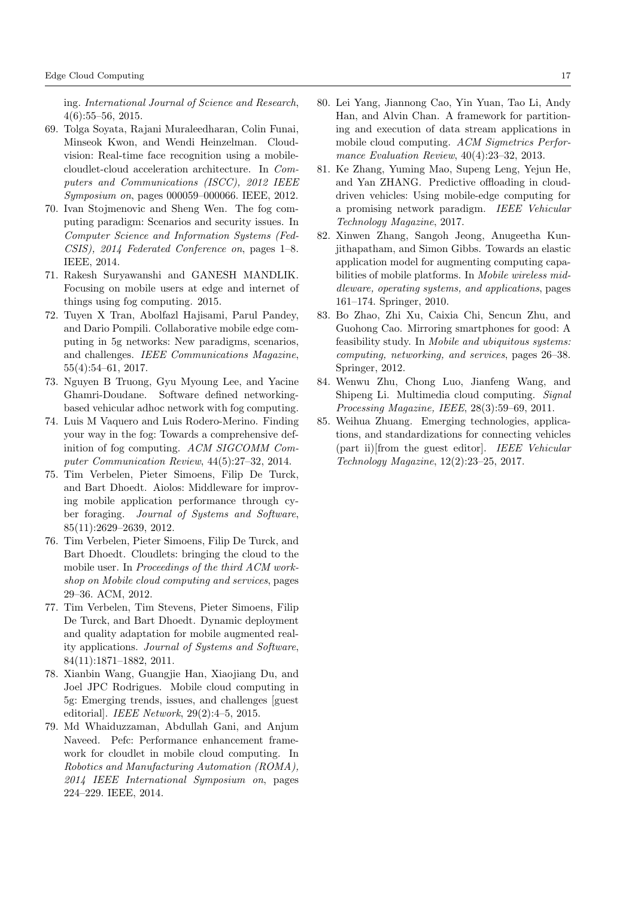ing. *International Journal of Science and Research*, 4(6):55–56, 2015.

69. Tolga Soyata, Rajani Muraleedharan, Colin Funai, Minseok Kwon, and Wendi Heinzelman. Cloud-vision: Real-time face recognition using a mobile-cloudlet-cloud acceleration architecture. In *Computers and Communications (ISCC), 2012 IEEE Symposium on*, pages 000059–000066. IEEE, 2012.
70. Ivan Stojmenovic and Sheng Wen. The fog computing paradigm: Scenarios and security issues. In *Computer Science and Information Systems (FedCSIS), 2014 Federated Conference on*, pages 1–8. IEEE, 2014.
71. Rakesh Suryawanshi and GANESH MANDLIK. Focusing on mobile users at edge and internet of things using fog computing. 2015.
72. Tuyen X Tran, Abolfazl Hajisami, Parul Pandey, and Dario Pompili. Collaborative mobile edge computing in 5g networks: New paradigms, scenarios, and challenges. *IEEE Communications Magazine*, 55(4):54–61, 2017.
73. Nguyen B Truong, Gyu Myoung Lee, and Yacine Ghamri-Doudane. Software defined networking-based vehicular adhoc network with fog computing.
74. Luis M Vaquero and Luis Rodero-Merino. Finding your way in the fog: Towards a comprehensive definition of fog computing. *ACM SIGCOMM Computer Communication Review*, 44(5):27–32, 2014.
75. Tim Verbelen, Pieter Simoens, Filip De Turck, and Bart Dhoedt. Aiolos: Middleware for improving mobile application performance through cyber foraging. *Journal of Systems and Software*, 85(11):2629–2639, 2012.
76. Tim Verbelen, Pieter Simoens, Filip De Turck, and Bart Dhoedt. Cloudlets: bringing the cloud to the mobile user. In *Proceedings of the third ACM workshop on Mobile cloud computing and services*, pages 29–36. ACM, 2012.
77. Tim Verbelen, Tim Stevens, Pieter Simoens, Filip De Turck, and Bart Dhoedt. Dynamic deployment and quality adaptation for mobile augmented reality applications. *Journal of Systems and Software*, 84(11):1871–1882, 2011.
78. Xianbin Wang, Guangjie Han, Xiaojiang Du, and Joel JPC Rodrigues. Mobile cloud computing in 5g: Emerging trends, issues, and challenges [guest editorial]. *IEEE Network*, 29(2):4–5, 2015.
79. Md Whaiduzzaman, Abdullah Gani, and Anjum Naveed. Pefc: Performance enhancement framework for cloudlet in mobile cloud computing. In *Robotics and Manufacturing Automation (ROMA), 2014 IEEE International Symposium on*, pages 224–229. IEEE, 2014.
80. Lei Yang, Jiannong Cao, Yin Yuan, Tao Li, Andy Han, and Alvin Chan. A framework for partitioning and execution of data stream applications in mobile cloud computing. *ACM Sigmetrics Performance Evaluation Review*, 40(4):23–32, 2013.
81. Ke Zhang, Yuming Mao, Supeng Leng, Yejun He, and Yan ZHANG. Predictive offloading in cloud-driven vehicles: Using mobile-edge computing for a promising network paradigm. *IEEE Vehicular Technology Magazine*, 2017.
82. Xinwen Zhang, Sangoh Jeong, Anugeetha Kunjithapatham, and Simon Gibbs. Towards an elastic application model for augmenting computing capabilities of mobile platforms. In *Mobile wireless middleware, operating systems, and applications*, pages 161–174. Springer, 2010.
83. Bo Zhao, Zhi Xu, Caixia Chi, Sencun Zhu, and Guohong Cao. Mirroring smartphones for good: A feasibility study. In *Mobile and ubiquitous systems: computing, networking, and services*, pages 26–38. Springer, 2012.
84. Wenwu Zhu, Chong Luo, Jianfeng Wang, and Shipeng Li. Multimedia cloud computing. *Signal Processing Magazine, IEEE*, 28(3):59–69, 2011.
85. Weihua Zhuang. Emerging technologies, applications, and standardizations for connecting vehicles (part ii)[from the guest editor]. *IEEE Vehicular Technology Magazine*, 12(2):23–25, 2017.